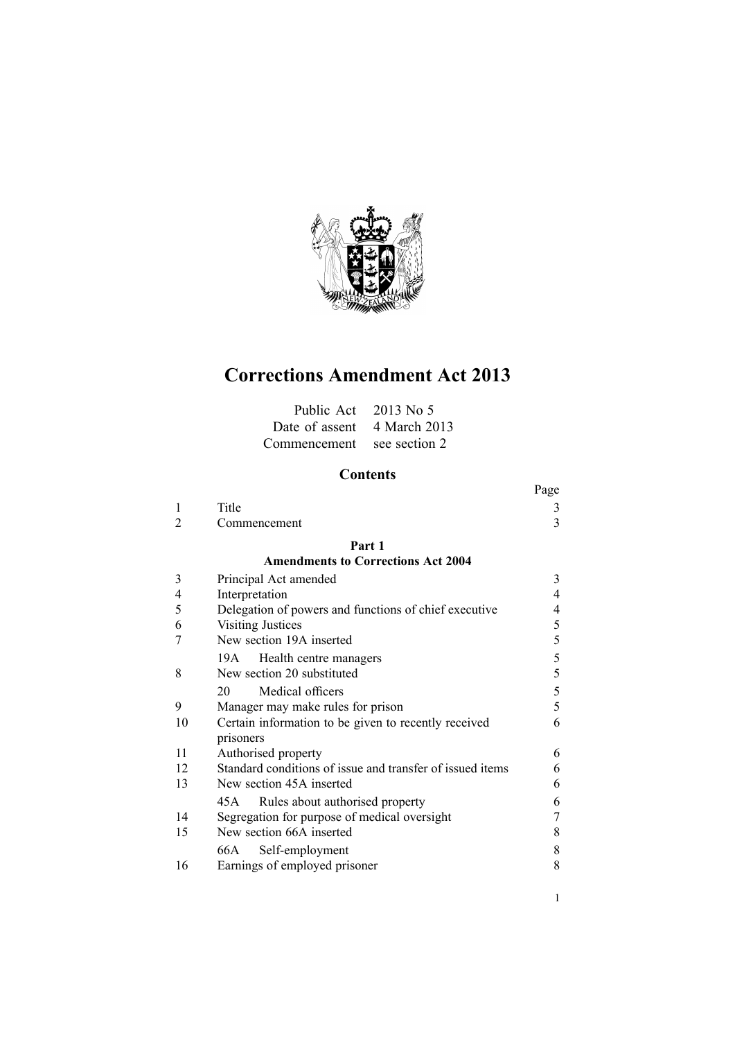# Corrections Amendment Act 2013

| | |
|---|---|
| Public Act | 2013 No 5 |
| Date of assent | 4 March 2013 |
| Commencement | see section 2 |

## Contents

| | | Page |
|---|---|---|
| 1 | Title | 3 |
| 2 | Commencement | 3 |
| | **Part 1** **Amendments to Corrections Act 2004** | |
| 3 | Principal Act amended | 3 |
| 4 | Interpretation | 4 |
| 5 | Delegation of powers and functions of chief executive | 4 |
| 6 | Visiting Justices | 5 |
| 7 | New section 19A inserted | 5 |
| | 19A Health centre managers | 5 |
| 8 | New section 20 substituted | 5 |
| | 20 Medical officers | 5 |
| 9 | Manager may make rules for prison | 5 |
| 10 | Certain information to be given to recently received prisoners | 6 |
| 11 | Authorised property | 6 |
| 12 | Standard conditions of issue and transfer of issued items | 6 |
| 13 | New section 45A inserted | 6 |
| | 45A Rules about authorised property | 6 |
| 14 | Segregation for purpose of medical oversight | 7 |
| 15 | New section 66A inserted | 8 |
| | 66A Self-employment | 8 |
| 16 | Earnings of employed prisoner | 8 |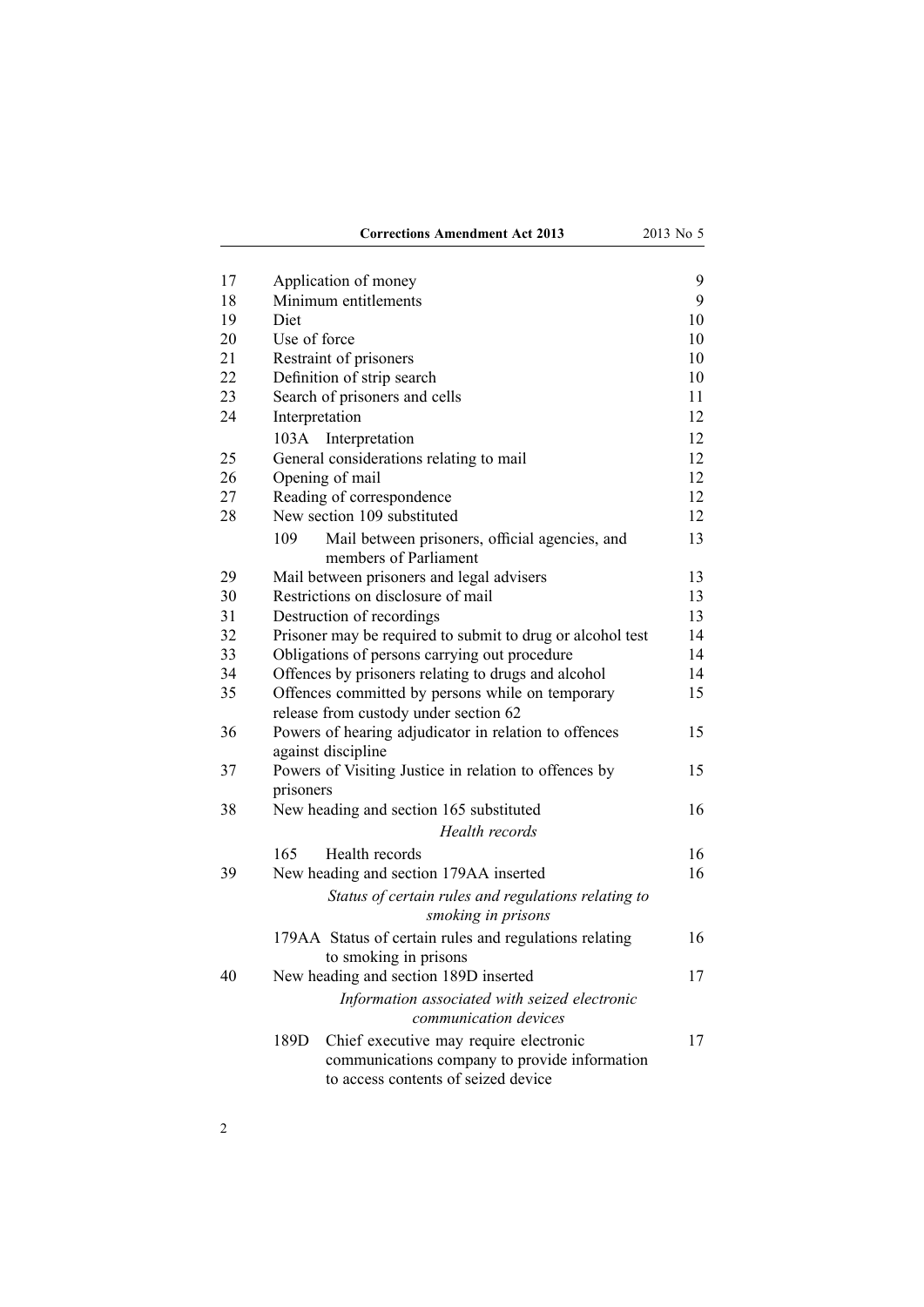| | | |
|---|---|---|
| 17 | Application of money | 9 |
| 18 | Minimum entitlements | 9 |
| 19 | Diet | 10 |
| 20 | Use of force | 10 |
| 21 | Restraint of prisoners | 10 |
| 22 | Definition of strip search | 10 |
| 23 | Search of prisoners and cells | 11 |
| 24 | Interpretation | 12 |
| | 103A Interpretation | 12 |
| 25 | General considerations relating to mail | 12 |
| 26 | Opening of mail | 12 |
| 27 | Reading of correspondence | 12 |
| 28 | New section 109 substituted | 12 |
| | 109 Mail between prisoners, official agencies, and members of Parliament | 13 |
| 29 | Mail between prisoners and legal advisers | 13 |
| 30 | Restrictions on disclosure of mail | 13 |
| 31 | Destruction of recordings | 13 |
| 32 | Prisoner may be required to submit to drug or alcohol test | 14 |
| 33 | Obligations of persons carrying out procedure | 14 |
| 34 | Offences by prisoners relating to drugs and alcohol | 14 |
| 35 | Offences committed by persons while on temporary release from custody under section 62 | 15 |
| 36 | Powers of hearing adjudicator in relation to offences against discipline | 15 |
| 37 | Powers of Visiting Justice in relation to offences by prisoners | 15 |
| 38 | New heading and section 165 substituted | 16 |
| | *Health records* | |
| | 165 Health records | 16 |
| 39 | New heading and section 179AA inserted | 16 |
| | *Status of certain rules and regulations relating to smoking in prisons* | |
| | 179AA Status of certain rules and regulations relating to smoking in prisons | 16 |
| 40 | New heading and section 189D inserted | 17 |
| | *Information associated with seized electronic communication devices* | |
| | 189D Chief executive may require electronic communications company to provide information to access contents of seized device | 17 |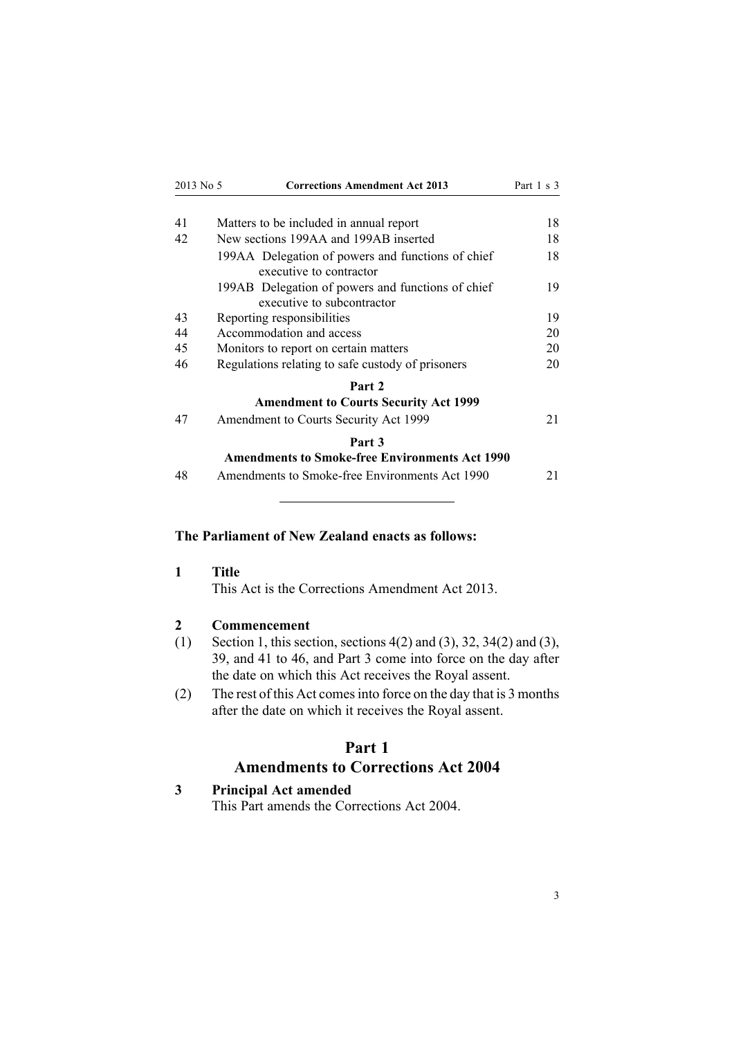| | | |
|---|---|---|
| 41 | Matters to be included in annual report | 18 |
| 42 | New sections 199AA and 199AB inserted | 18 |
| | 199AA Delegation of powers and functions of chief executive to contractor | 18 |
| | 199AB Delegation of powers and functions of chief executive to subcontractor | 19 |
| 43 | Reporting responsibilities | 19 |
| 44 | Accommodation and access | 20 |
| 45 | Monitors to report on certain matters | 20 |
| 46 | Regulations relating to safe custody of prisoners | 20 |
| | **Part 2** | |
| | **Amendment to Courts Security Act 1999** | |
| 47 | Amendment to Courts Security Act 1999 | 21 |
| | **Part 3** | |
| | **Amendments to Smoke-free Environments Act 1990** | |
| 48 | Amendments to Smoke-free Environments Act 1990 | 21 |

---

**The Parliament of New Zealand enacts as follows:**

### 1 Title

This Act is the Corrections Amendment Act 2013.

### 2 Commencement

(1) Section 1, this section, sections 4(2) and (3), 32, 34(2) and (3), 39, and 41 to 46, and Part 3 come into force on the day after the date on which this Act receives the Royal assent.

(2) The rest of this Act comes into force on the day that is 3 months after the date on which it receives the Royal assent.

## Part 1
## Amendments to Corrections Act 2004

### 3 Principal Act amended

This Part amends the Corrections Act 2004.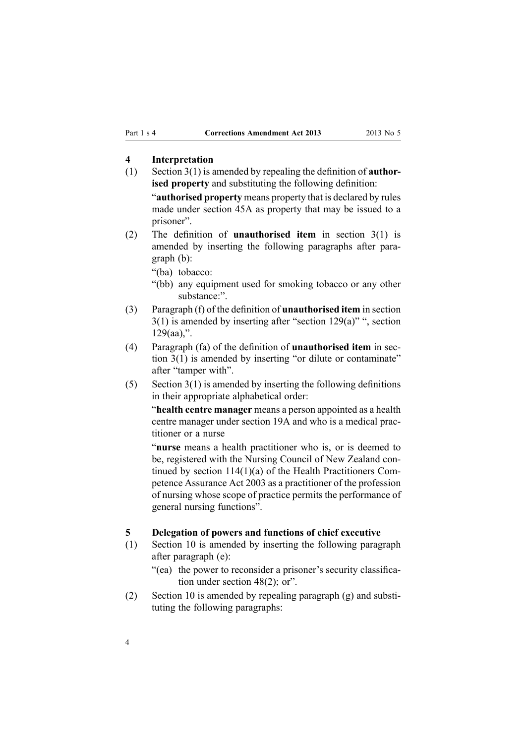## 4 Interpretation

(1) Section 3(1) is amended by repealing the definition of **authorised property** and substituting the following definition:

"**authorised property** means property that is declared by rules made under section 45A as property that may be issued to a prisoner".

(2) The definition of **unauthorised item** in section 3(1) is amended by inserting the following paragraphs after paragraph (b):

"(ba) tobacco:

"(bb) any equipment used for smoking tobacco or any other substance:".

(3) Paragraph (f) of the definition of **unauthorised item** in section 3(1) is amended by inserting after "section 129(a)" ", section 129(aa),".

(4) Paragraph (fa) of the definition of **unauthorised item** in section 3(1) is amended by inserting "or dilute or contaminate" after "tamper with".

(5) Section 3(1) is amended by inserting the following definitions in their appropriate alphabetical order:

"**health centre manager** means a person appointed as a health centre manager under section 19A and who is a medical practitioner or a nurse

"**nurse** means a health practitioner who is, or is deemed to be, registered with the Nursing Council of New Zealand continued by section 114(1)(a) of the Health Practitioners Competence Assurance Act 2003 as a practitioner of the profession of nursing whose scope of practice permits the performance of general nursing functions".

## 5 Delegation of powers and functions of chief executive

(1) Section 10 is amended by inserting the following paragraph after paragraph (e):

"(ea) the power to reconsider a prisoner's security classification under section 48(2); or".

(2) Section 10 is amended by repealing paragraph (g) and substituting the following paragraphs: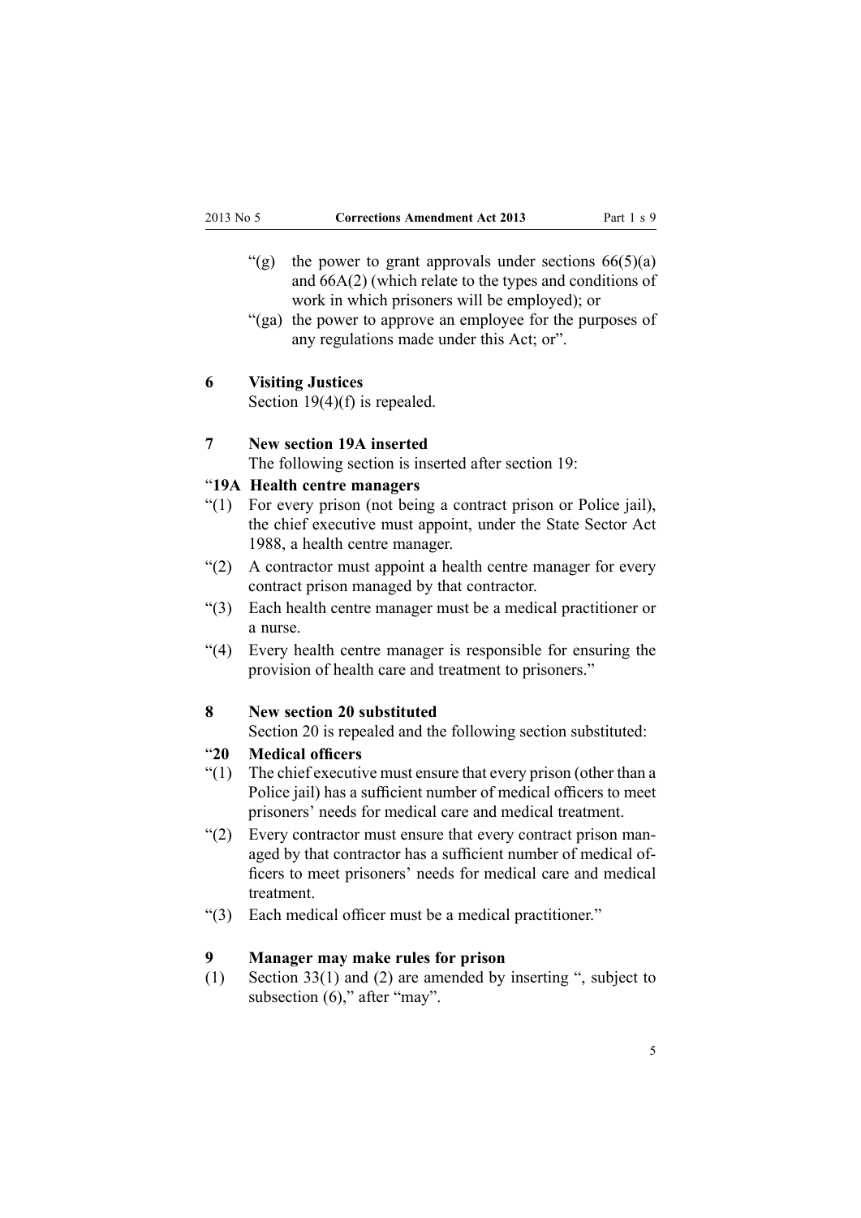"(g) the power to grant approvals under sections 66(5)(a) and 66A(2) (which relate to the types and conditions of work in which prisoners will be employed); or

"(ga) the power to approve an employee for the purposes of any regulations made under this Act; or".

**6 Visiting Justices**

Section 19(4)(f) is repealed.

**7 New section 19A inserted**

The following section is inserted after section 19:

"**19A Health centre managers**

"(1) For every prison (not being a contract prison or Police jail), the chief executive must appoint, under the State Sector Act 1988, a health centre manager.

"(2) A contractor must appoint a health centre manager for every contract prison managed by that contractor.

"(3) Each health centre manager must be a medical practitioner or a nurse.

"(4) Every health centre manager is responsible for ensuring the provision of health care and treatment to prisoners."

**8 New section 20 substituted**

Section 20 is repealed and the following section substituted:

"**20 Medical officers**

"(1) The chief executive must ensure that every prison (other than a Police jail) has a sufficient number of medical officers to meet prisoners' needs for medical care and medical treatment.

"(2) Every contractor must ensure that every contract prison managed by that contractor has a sufficient number of medical officers to meet prisoners' needs for medical care and medical treatment.

"(3) Each medical officer must be a medical practitioner."

**9 Manager may make rules for prison**

(1) Section 33(1) and (2) are amended by inserting ", subject to subsection (6)," after "may".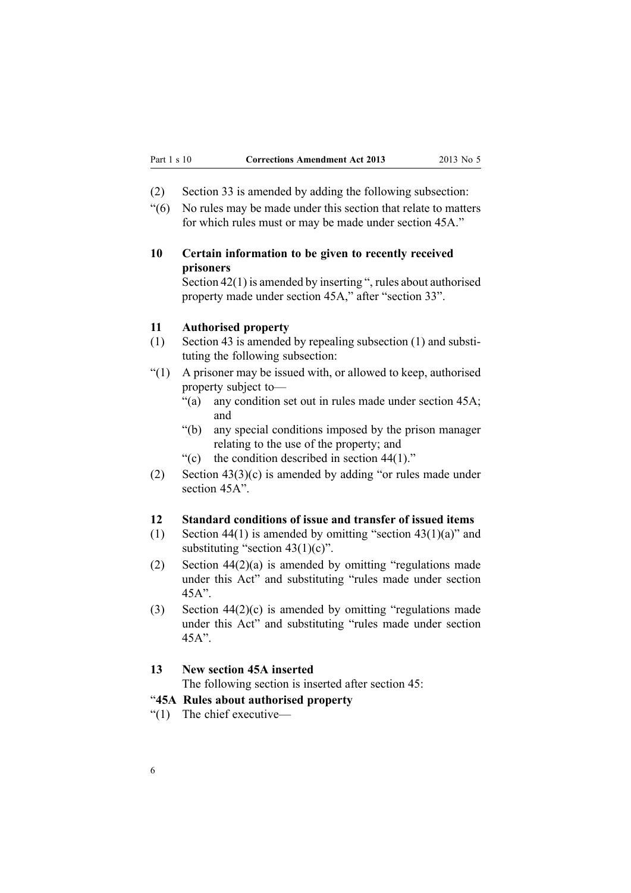(2) Section 33 is amended by adding the following subsection:

"(6) No rules may be made under this section that relate to matters for which rules must or may be made under section 45A."

### 10 Certain information to be given to recently received prisoners

Section 42(1) is amended by inserting ", rules about authorised property made under section 45A," after "section 33".

### 11 Authorised property

(1) Section 43 is amended by repealing subsection (1) and substituting the following subsection:

"(1) A prisoner may be issued with, or allowed to keep, authorised property subject to—

- "(a) any condition set out in rules made under section 45A; and
- "(b) any special conditions imposed by the prison manager relating to the use of the property; and
- "(c) the condition described in section 44(1)."

(2) Section 43(3)(c) is amended by adding "or rules made under section 45A".

### 12 Standard conditions of issue and transfer of issued items

(1) Section 44(1) is amended by omitting "section 43(1)(a)" and substituting "section 43(1)(c)".

(2) Section 44(2)(a) is amended by omitting "regulations made under this Act" and substituting "rules made under section 45A".

(3) Section 44(2)(c) is amended by omitting "regulations made under this Act" and substituting "rules made under section 45A".

### 13 New section 45A inserted

The following section is inserted after section 45:

"**45A Rules about authorised property**

"(1) The chief executive—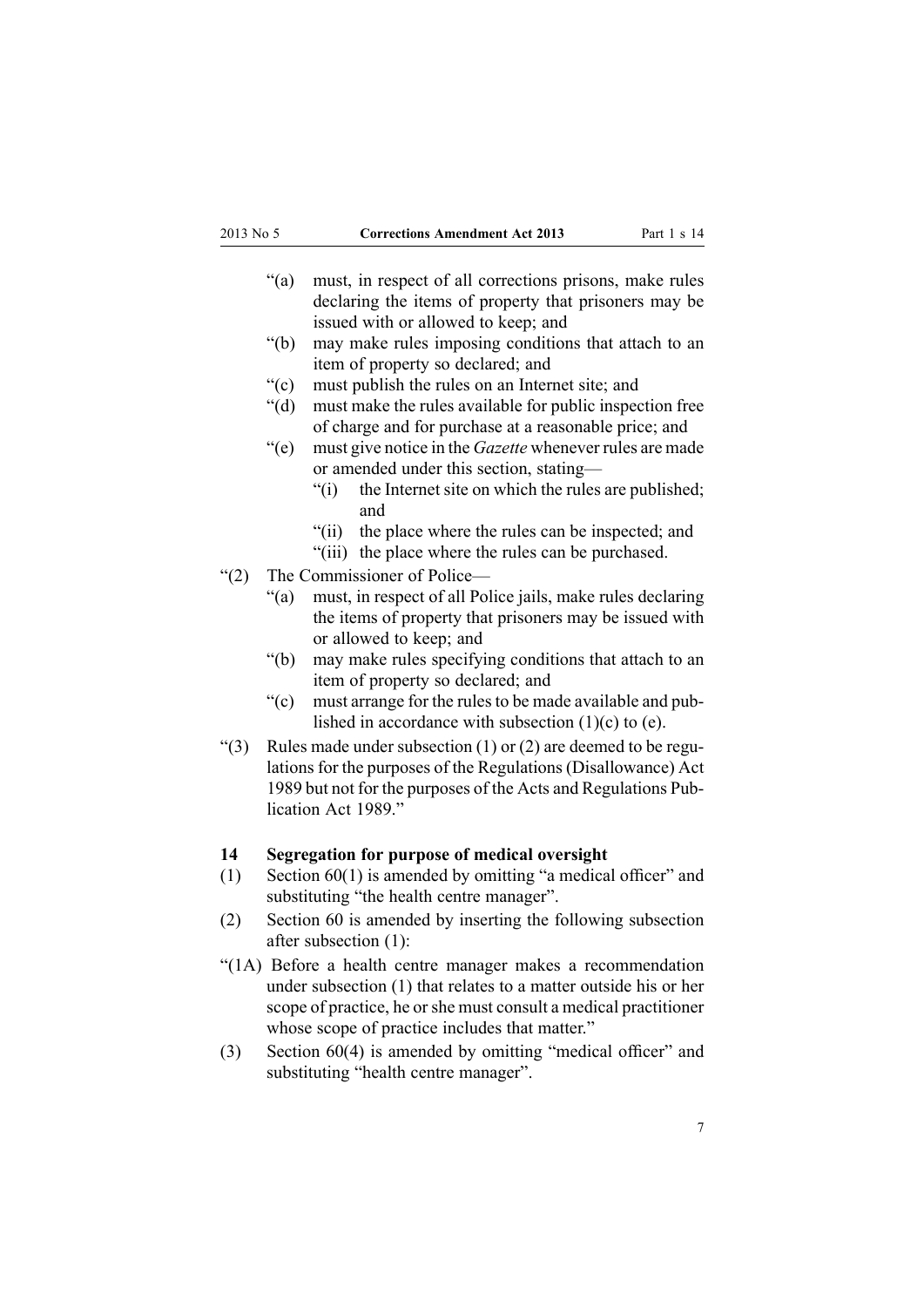"(a) must, in respect of all corrections prisons, make rules declaring the items of property that prisoners may be issued with or allowed to keep; and

"(b) may make rules imposing conditions that attach to an item of property so declared; and

"(c) must publish the rules on an Internet site; and

"(d) must make the rules available for public inspection free of charge and for purchase at a reasonable price; and

"(e) must give notice in the *Gazette* whenever rules are made or amended under this section, stating—

"(i) the Internet site on which the rules are published; and

"(ii) the place where the rules can be inspected; and

"(iii) the place where the rules can be purchased.

"(2) The Commissioner of Police—

"(a) must, in respect of all Police jails, make rules declaring the items of property that prisoners may be issued with or allowed to keep; and

"(b) may make rules specifying conditions that attach to an item of property so declared; and

"(c) must arrange for the rules to be made available and published in accordance with subsection (1)(c) to (e).

"(3) Rules made under subsection (1) or (2) are deemed to be regulations for the purposes of the Regulations (Disallowance) Act 1989 but not for the purposes of the Acts and Regulations Publication Act 1989."

**14 Segregation for purpose of medical oversight**

(1) Section 60(1) is amended by omitting "a medical officer" and substituting "the health centre manager".

(2) Section 60 is amended by inserting the following subsection after subsection (1):

"(1A) Before a health centre manager makes a recommendation under subsection (1) that relates to a matter outside his or her scope of practice, he or she must consult a medical practitioner whose scope of practice includes that matter."

(3) Section 60(4) is amended by omitting "medical officer" and substituting "health centre manager".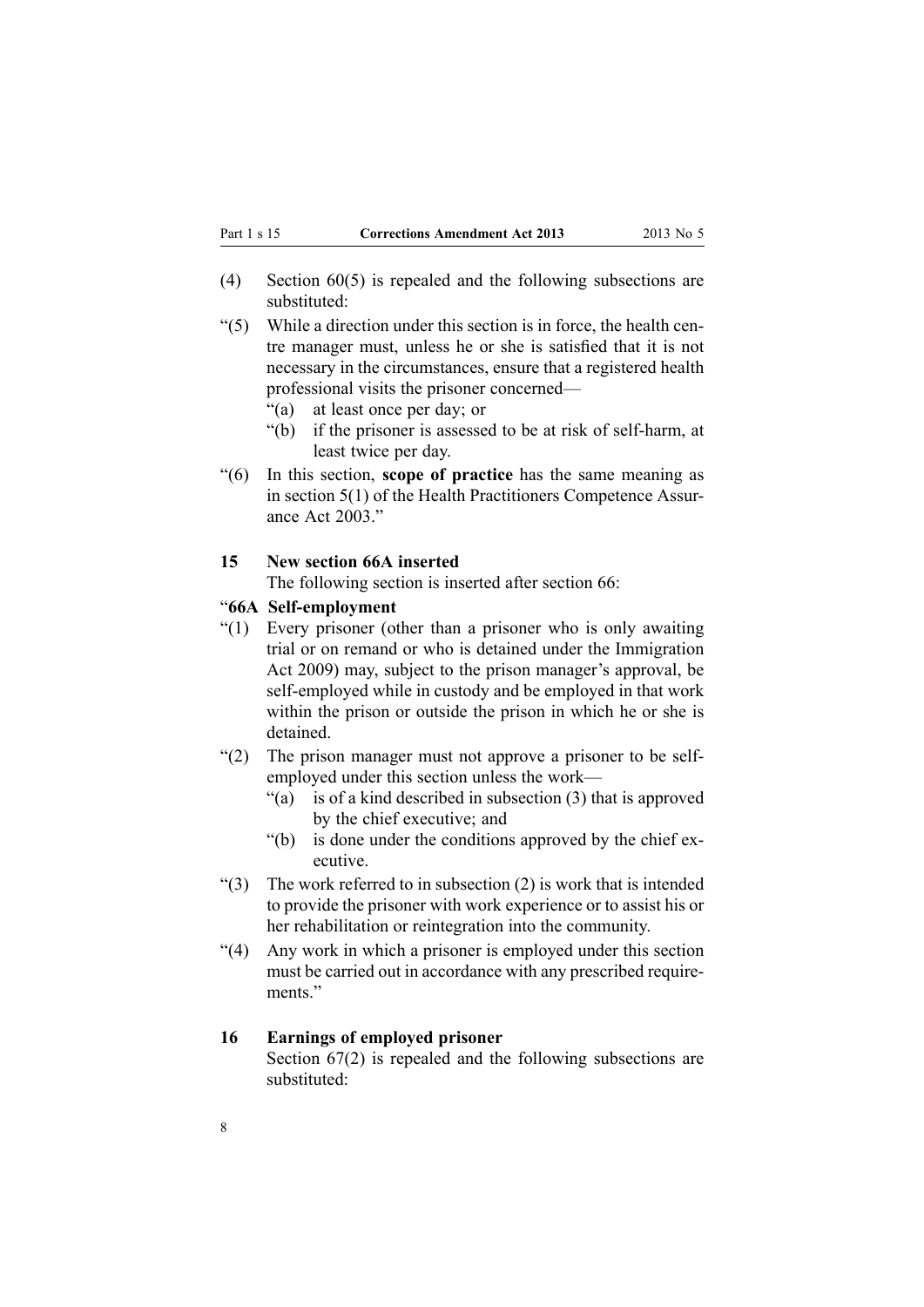(4) Section 60(5) is repealed and the following subsections are substituted:

"(5) While a direction under this section is in force, the health centre manager must, unless he or she is satisfied that it is not necessary in the circumstances, ensure that a registered health professional visits the prisoner concerned—

"(a) at least once per day; or

"(b) if the prisoner is assessed to be at risk of self-harm, at least twice per day.

"(6) In this section, **scope of practice** has the same meaning as in section 5(1) of the Health Practitioners Competence Assurance Act 2003."

### 15 New section 66A inserted

The following section is inserted after section 66:

### "66A Self-employment

"(1) Every prisoner (other than a prisoner who is only awaiting trial or on remand or who is detained under the Immigration Act 2009) may, subject to the prison manager's approval, be self-employed while in custody and be employed in that work within the prison or outside the prison in which he or she is detained.

"(2) The prison manager must not approve a prisoner to be self-employed under this section unless the work—

"(a) is of a kind described in subsection (3) that is approved by the chief executive; and

"(b) is done under the conditions approved by the chief executive.

"(3) The work referred to in subsection (2) is work that is intended to provide the prisoner with work experience or to assist his or her rehabilitation or reintegration into the community.

"(4) Any work in which a prisoner is employed under this section must be carried out in accordance with any prescribed requirements."

### 16 Earnings of employed prisoner

Section 67(2) is repealed and the following subsections are substituted: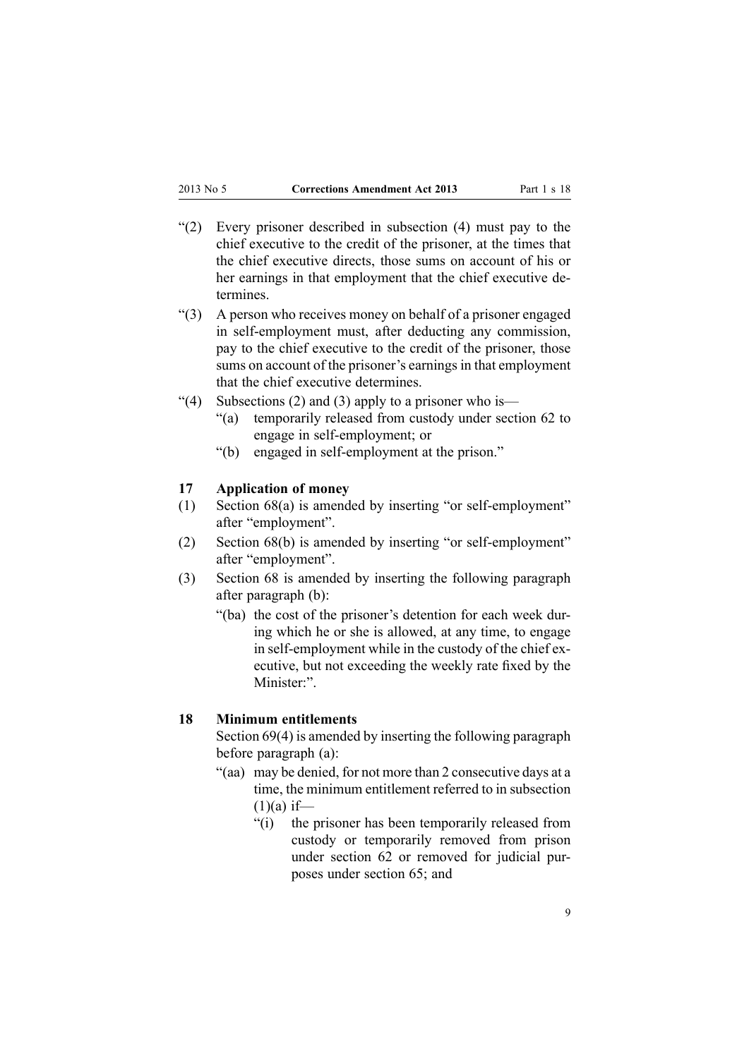"(2) Every prisoner described in subsection (4) must pay to the chief executive to the credit of the prisoner, at the times that the chief executive directs, those sums on account of his or her earnings in that employment that the chief executive determines.

"(3) A person who receives money on behalf of a prisoner engaged in self-employment must, after deducting any commission, pay to the chief executive to the credit of the prisoner, those sums on account of the prisoner's earnings in that employment that the chief executive determines.

"(4) Subsections (2) and (3) apply to a prisoner who is—

- "(a) temporarily released from custody under section 62 to engage in self-employment; or
- "(b) engaged in self-employment at the prison."

### 17 Application of money

(1) Section 68(a) is amended by inserting "or self-employment" after "employment".

(2) Section 68(b) is amended by inserting "or self-employment" after "employment".

(3) Section 68 is amended by inserting the following paragraph after paragraph (b):

- "(ba) the cost of the prisoner's detention for each week during which he or she is allowed, at any time, to engage in self-employment while in the custody of the chief executive, but not exceeding the weekly rate fixed by the Minister:".

### 18 Minimum entitlements

Section 69(4) is amended by inserting the following paragraph before paragraph (a):

- "(aa) may be denied, for not more than 2 consecutive days at a time, the minimum entitlement referred to in subsection (1)(a) if—
  - "(i) the prisoner has been temporarily released from custody or temporarily removed from prison under section 62 or removed for judicial purposes under section 65; and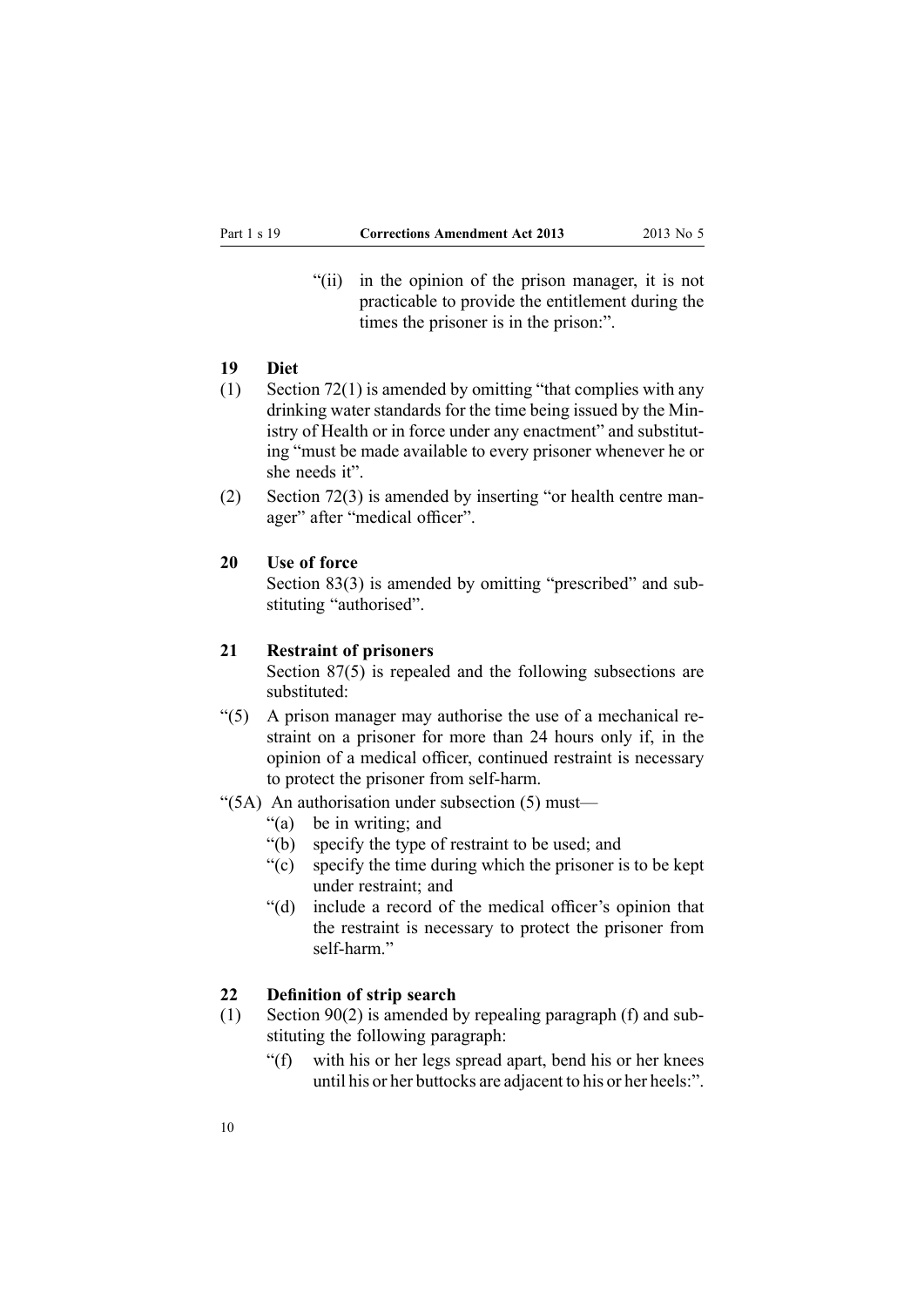"(ii) in the opinion of the prison manager, it is not practicable to provide the entitlement during the times the prisoner is in the prison:".

### 19 Diet

(1) Section 72(1) is amended by omitting "that complies with any drinking water standards for the time being issued by the Ministry of Health or in force under any enactment" and substituting "must be made available to every prisoner whenever he or she needs it".

(2) Section 72(3) is amended by inserting "or health centre manager" after "medical officer".

### 20 Use of force

Section 83(3) is amended by omitting "prescribed" and substituting "authorised".

### 21 Restraint of prisoners

Section 87(5) is repealed and the following subsections are substituted:

"(5) A prison manager may authorise the use of a mechanical restraint on a prisoner for more than 24 hours only if, in the opinion of a medical officer, continued restraint is necessary to protect the prisoner from self-harm.

"(5A) An authorisation under subsection (5) must—

"(a) be in writing; and

"(b) specify the type of restraint to be used; and

"(c) specify the time during which the prisoner is to be kept under restraint; and

"(d) include a record of the medical officer's opinion that the restraint is necessary to protect the prisoner from self-harm."

### 22 Definition of strip search

(1) Section 90(2) is amended by repealing paragraph (f) and substituting the following paragraph:

"(f) with his or her legs spread apart, bend his or her knees until his or her buttocks are adjacent to his or her heels:".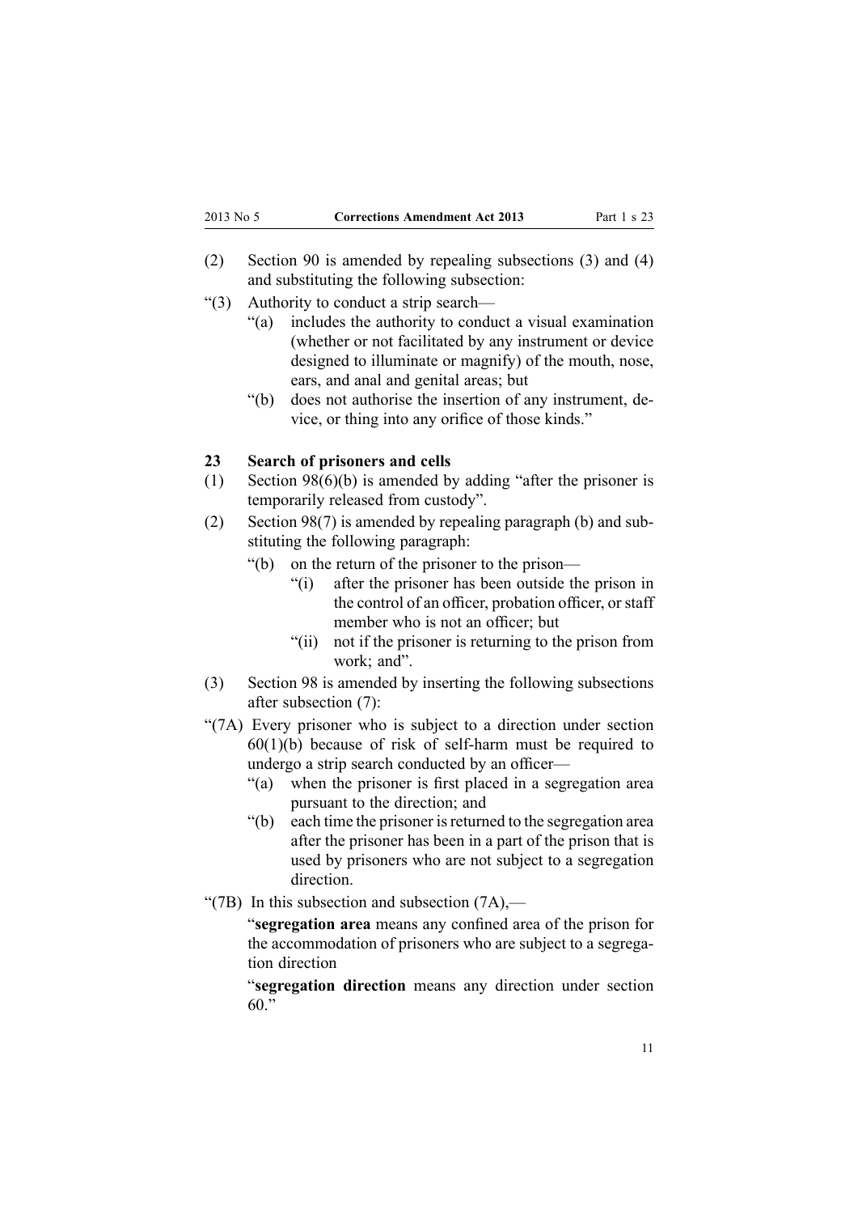(2) Section 90 is amended by repealing subsections (3) and (4) and substituting the following subsection:

"(3) Authority to conduct a strip search—

"(a) includes the authority to conduct a visual examination (whether or not facilitated by any instrument or device designed to illuminate or magnify) of the mouth, nose, ears, and anal and genital areas; but

"(b) does not authorise the insertion of any instrument, device, or thing into any orifice of those kinds."

### 23 Search of prisoners and cells

(1) Section 98(6)(b) is amended by adding "after the prisoner is temporarily released from custody".

(2) Section 98(7) is amended by repealing paragraph (b) and substituting the following paragraph:

"(b) on the return of the prisoner to the prison—

"(i) after the prisoner has been outside the prison in the control of an officer, probation officer, or staff member who is not an officer; but

"(ii) not if the prisoner is returning to the prison from work; and".

(3) Section 98 is amended by inserting the following subsections after subsection (7):

"(7A) Every prisoner who is subject to a direction under section 60(1)(b) because of risk of self-harm must be required to undergo a strip search conducted by an officer—

"(a) when the prisoner is first placed in a segregation area pursuant to the direction; and

"(b) each time the prisoner is returned to the segregation area after the prisoner has been in a part of the prison that is used by prisoners who are not subject to a segregation direction.

"(7B) In this subsection and subsection (7A),—

"**segregation area** means any confined area of the prison for the accommodation of prisoners who are subject to a segregation direction

"**segregation direction** means any direction under section 60."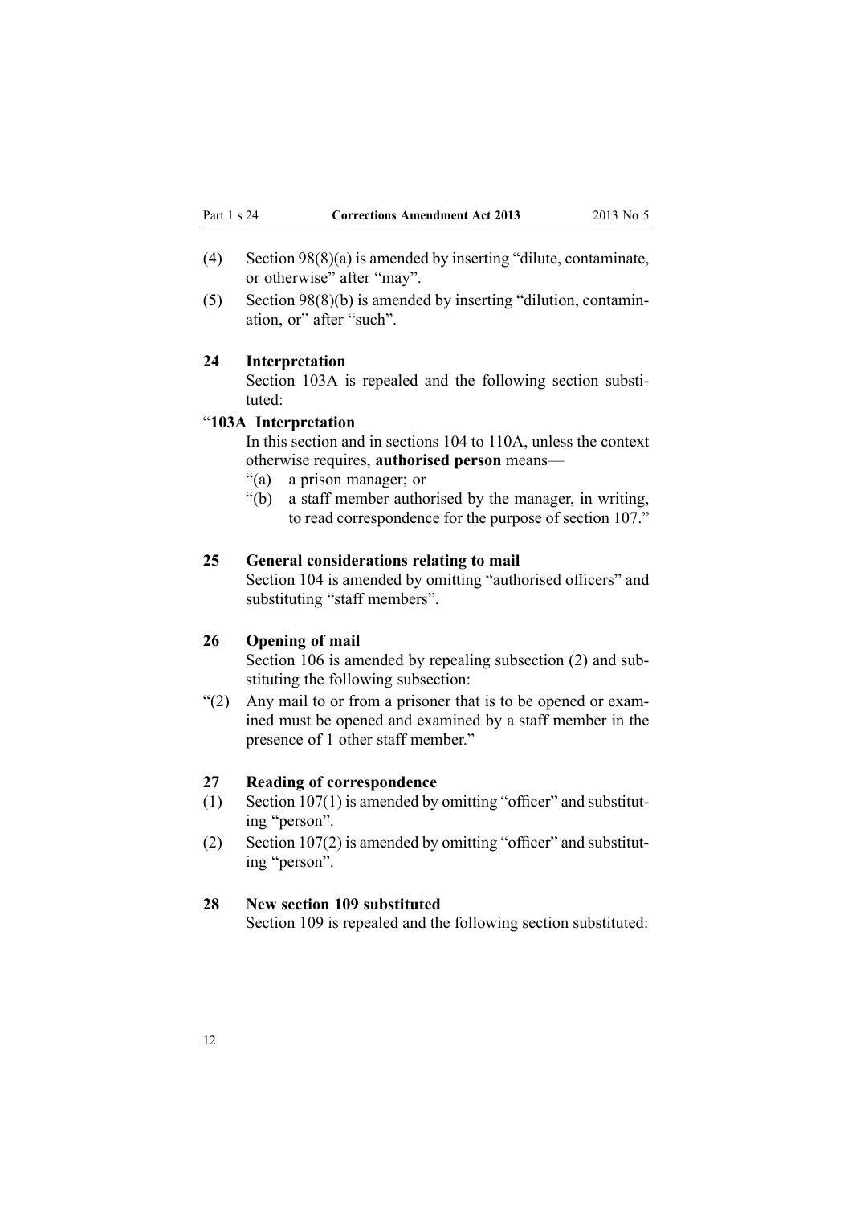(4) Section 98(8)(a) is amended by inserting "dilute, contaminate, or otherwise" after "may".

(5) Section 98(8)(b) is amended by inserting "dilution, contamination, or" after "such".

### 24 Interpretation

Section 103A is repealed and the following section substituted:

"**103A Interpretation**

In this section and in sections 104 to 110A, unless the context otherwise requires, **authorised person** means—

"(a) a prison manager; or

"(b) a staff member authorised by the manager, in writing, to read correspondence for the purpose of section 107."

### 25 General considerations relating to mail

Section 104 is amended by omitting "authorised officers" and substituting "staff members".

### 26 Opening of mail

Section 106 is amended by repealing subsection (2) and substituting the following subsection:

"(2) Any mail to or from a prisoner that is to be opened or examined must be opened and examined by a staff member in the presence of 1 other staff member."

### 27 Reading of correspondence

(1) Section 107(1) is amended by omitting "officer" and substituting "person".

(2) Section 107(2) is amended by omitting "officer" and substituting "person".

### 28 New section 109 substituted

Section 109 is repealed and the following section substituted: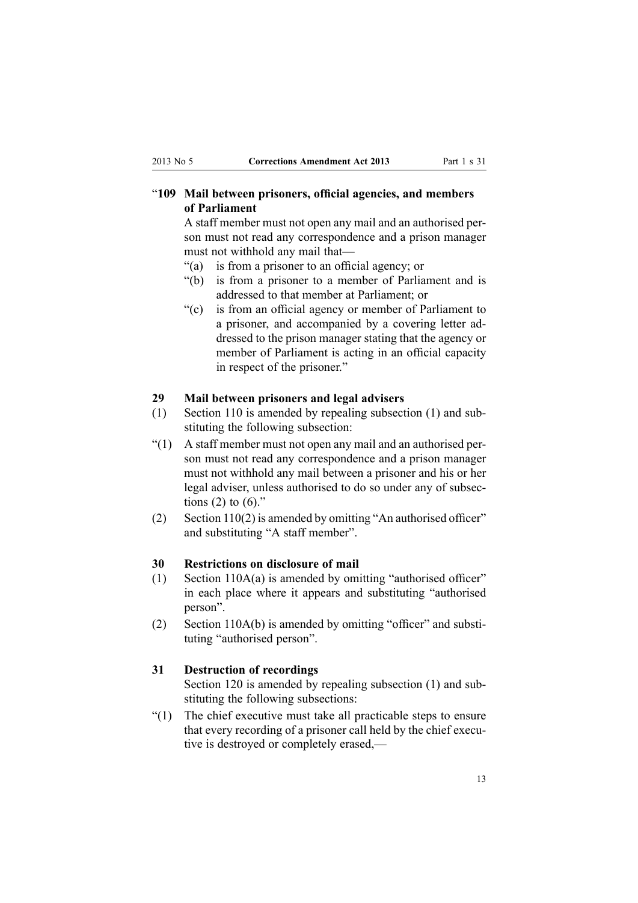"**109 Mail between prisoners, official agencies, and members of Parliament**

A staff member must not open any mail and an authorised person must not read any correspondence and a prison manager must not withhold any mail that—

"(a) is from a prisoner to an official agency; or

"(b) is from a prisoner to a member of Parliament and is addressed to that member at Parliament; or

"(c) is from an official agency or member of Parliament to a prisoner, and accompanied by a covering letter addressed to the prison manager stating that the agency or member of Parliament is acting in an official capacity in respect of the prisoner."

**29 Mail between prisoners and legal advisers**

(1) Section 110 is amended by repealing subsection (1) and substituting the following subsection:

"(1) A staff member must not open any mail and an authorised person must not read any correspondence and a prison manager must not withhold any mail between a prisoner and his or her legal adviser, unless authorised to do so under any of subsections (2) to (6)."

(2) Section 110(2) is amended by omitting "An authorised officer" and substituting "A staff member".

**30 Restrictions on disclosure of mail**

(1) Section 110A(a) is amended by omitting "authorised officer" in each place where it appears and substituting "authorised person".

(2) Section 110A(b) is amended by omitting "officer" and substituting "authorised person".

**31 Destruction of recordings**

Section 120 is amended by repealing subsection (1) and substituting the following subsections:

"(1) The chief executive must take all practicable steps to ensure that every recording of a prisoner call held by the chief executive is destroyed or completely erased,—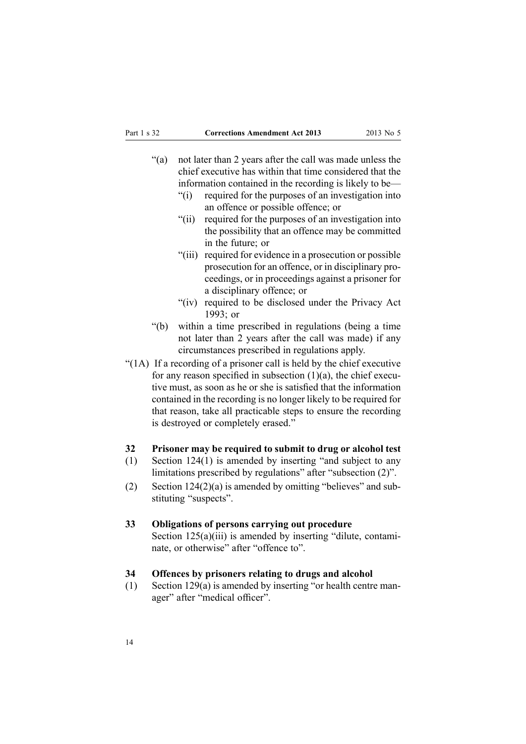"(a) not later than 2 years after the call was made unless the chief executive has within that time considered that the information contained in the recording is likely to be—

"(i) required for the purposes of an investigation into an offence or possible offence; or

"(ii) required for the purposes of an investigation into the possibility that an offence may be committed in the future; or

"(iii) required for evidence in a prosecution or possible prosecution for an offence, or in disciplinary proceedings, or in proceedings against a prisoner for a disciplinary offence; or

"(iv) required to be disclosed under the Privacy Act 1993; or

"(b) within a time prescribed in regulations (being a time not later than 2 years after the call was made) if any circumstances prescribed in regulations apply.

"(1A) If a recording of a prisoner call is held by the chief executive for any reason specified in subsection (1)(a), the chief executive must, as soon as he or she is satisfied that the information contained in the recording is no longer likely to be required for that reason, take all practicable steps to ensure the recording is destroyed or completely erased."

### 32 Prisoner may be required to submit to drug or alcohol test

(1) Section 124(1) is amended by inserting "and subject to any limitations prescribed by regulations" after "subsection (2)".

(2) Section 124(2)(a) is amended by omitting "believes" and substituting "suspects".

### 33 Obligations of persons carrying out procedure

Section 125(a)(iii) is amended by inserting "dilute, contaminate, or otherwise" after "offence to".

### 34 Offences by prisoners relating to drugs and alcohol

(1) Section 129(a) is amended by inserting "or health centre manager" after "medical officer".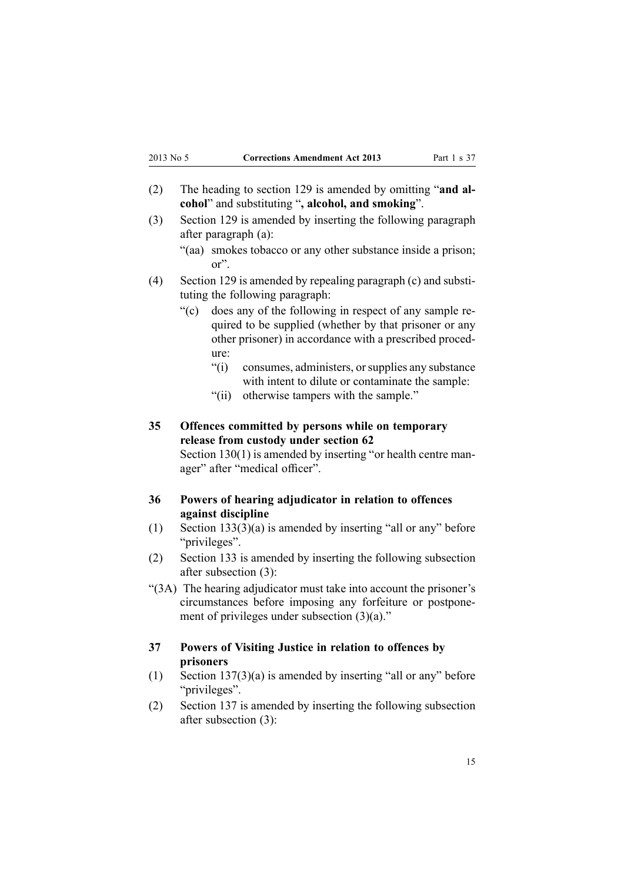(2) The heading to section 129 is amended by omitting "**and alcohol**" and substituting "**, alcohol, and smoking**".

(3) Section 129 is amended by inserting the following paragraph after paragraph (a):

"(aa) smokes tobacco or any other substance inside a prison; or".

(4) Section 129 is amended by repealing paragraph (c) and substituting the following paragraph:

"(c) does any of the following in respect of any sample required to be supplied (whether by that prisoner or any other prisoner) in accordance with a prescribed procedure:

"(i) consumes, administers, or supplies any substance with intent to dilute or contaminate the sample:

"(ii) otherwise tampers with the sample."

**35 Offences committed by persons while on temporary release from custody under section 62**

Section 130(1) is amended by inserting "or health centre manager" after "medical officer".

**36 Powers of hearing adjudicator in relation to offences against discipline**

(1) Section 133(3)(a) is amended by inserting "all or any" before "privileges".

(2) Section 133 is amended by inserting the following subsection after subsection (3):

"(3A) The hearing adjudicator must take into account the prisoner's circumstances before imposing any forfeiture or postponement of privileges under subsection (3)(a)."

**37 Powers of Visiting Justice in relation to offences by prisoners**

(1) Section 137(3)(a) is amended by inserting "all or any" before "privileges".

(2) Section 137 is amended by inserting the following subsection after subsection (3):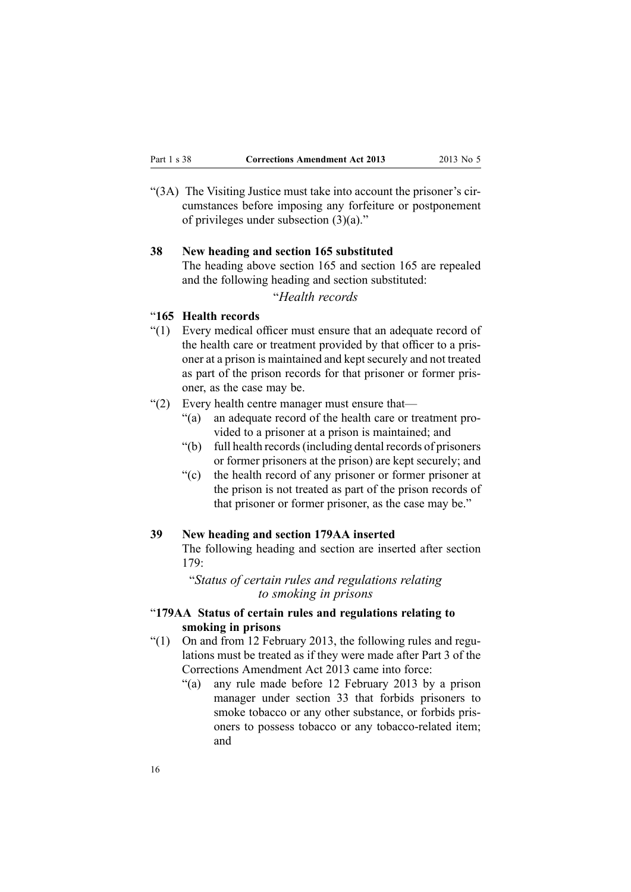"(3A) The Visiting Justice must take into account the prisoner's circumstances before imposing any forfeiture or postponement of privileges under subsection (3)(a)."

### 38 New heading and section 165 substituted

The heading above section 165 and section 165 are repealed and the following heading and section substituted:

"*Health records*

"**165 Health records**

"(1) Every medical officer must ensure that an adequate record of the health care or treatment provided by that officer to a prisoner at a prison is maintained and kept securely and not treated as part of the prison records for that prisoner or former prisoner, as the case may be.

"(2) Every health centre manager must ensure that—

"(a) an adequate record of the health care or treatment provided to a prisoner at a prison is maintained; and

"(b) full health records (including dental records of prisoners or former prisoners at the prison) are kept securely; and

"(c) the health record of any prisoner or former prisoner at the prison is not treated as part of the prison records of that prisoner or former prisoner, as the case may be."

### 39 New heading and section 179AA inserted

The following heading and section are inserted after section 179:

"*Status of certain rules and regulations relating to smoking in prisons*

"**179AA Status of certain rules and regulations relating to smoking in prisons**

"(1) On and from 12 February 2013, the following rules and regulations must be treated as if they were made after Part 3 of the Corrections Amendment Act 2013 came into force:

"(a) any rule made before 12 February 2013 by a prison manager under section 33 that forbids prisoners to smoke tobacco or any other substance, or forbids prisoners to possess tobacco or any tobacco-related item; and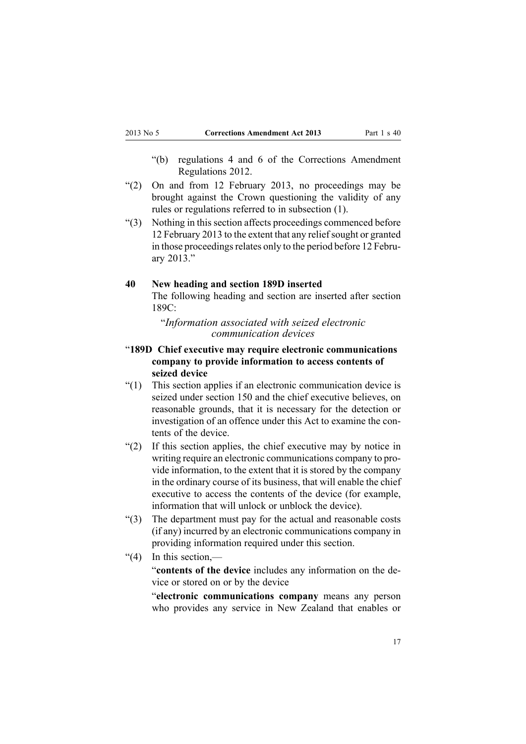"(b) regulations 4 and 6 of the Corrections Amendment Regulations 2012.

"(2) On and from 12 February 2013, no proceedings may be brought against the Crown questioning the validity of any rules or regulations referred to in subsection (1).

"(3) Nothing in this section affects proceedings commenced before 12 February 2013 to the extent that any relief sought or granted in those proceedings relates only to the period before 12 February 2013."

## 40 New heading and section 189D inserted

The following heading and section are inserted after section 189C:

"*Information associated with seized electronic communication devices*

### "189D Chief executive may require electronic communications company to provide information to access contents of seized device

"(1) This section applies if an electronic communication device is seized under section 150 and the chief executive believes, on reasonable grounds, that it is necessary for the detection or investigation of an offence under this Act to examine the contents of the device.

"(2) If this section applies, the chief executive may by notice in writing require an electronic communications company to provide information, to the extent that it is stored by the company in the ordinary course of its business, that will enable the chief executive to access the contents of the device (for example, information that will unlock or unblock the device).

"(3) The department must pay for the actual and reasonable costs (if any) incurred by an electronic communications company in providing information required under this section.

"(4) In this section,—

"**contents of the device** includes any information on the device or stored on or by the device

"**electronic communications company** means any person who provides any service in New Zealand that enables or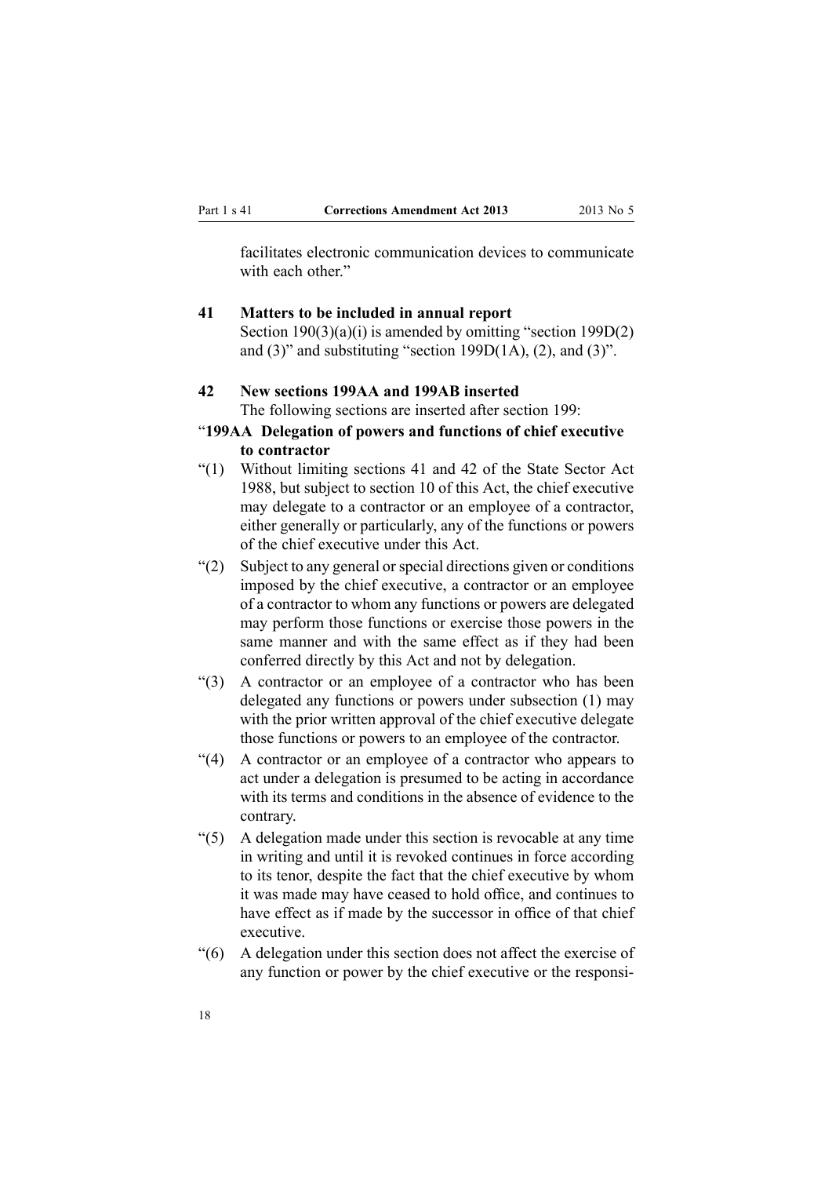facilitates electronic communication devices to communicate with each other."

**41 Matters to be included in annual report**

Section 190(3)(a)(i) is amended by omitting "section 199D(2) and (3)" and substituting "section 199D(1A), (2), and (3)".

**42 New sections 199AA and 199AB inserted**

The following sections are inserted after section 199:

"**199AA Delegation of powers and functions of chief executive to contractor**

"(1) Without limiting sections 41 and 42 of the State Sector Act 1988, but subject to section 10 of this Act, the chief executive may delegate to a contractor or an employee of a contractor, either generally or particularly, any of the functions or powers of the chief executive under this Act.

"(2) Subject to any general or special directions given or conditions imposed by the chief executive, a contractor or an employee of a contractor to whom any functions or powers are delegated may perform those functions or exercise those powers in the same manner and with the same effect as if they had been conferred directly by this Act and not by delegation.

"(3) A contractor or an employee of a contractor who has been delegated any functions or powers under subsection (1) may with the prior written approval of the chief executive delegate those functions or powers to an employee of the contractor.

"(4) A contractor or an employee of a contractor who appears to act under a delegation is presumed to be acting in accordance with its terms and conditions in the absence of evidence to the contrary.

"(5) A delegation made under this section is revocable at any time in writing and until it is revoked continues in force according to its tenor, despite the fact that the chief executive by whom it was made may have ceased to hold office, and continues to have effect as if made by the successor in office of that chief executive.

"(6) A delegation under this section does not affect the exercise of any function or power by the chief executive or the responsi-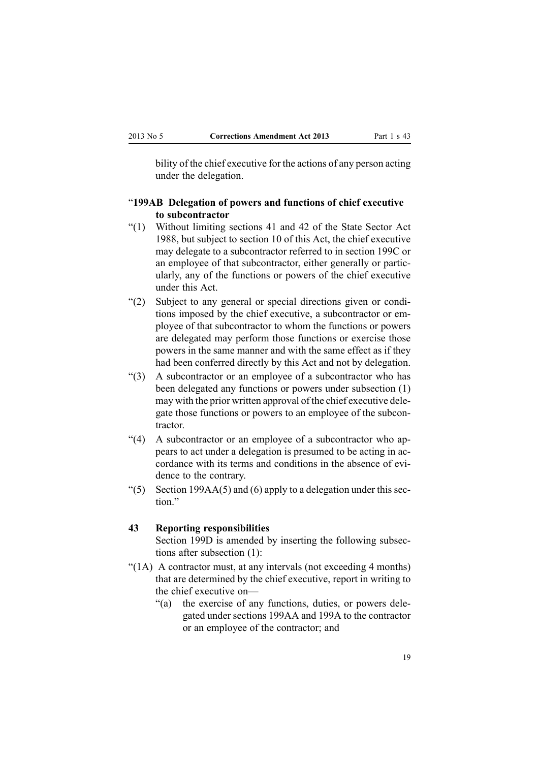bility of the chief executive for the actions of any person acting under the delegation.

### "199AB Delegation of powers and functions of chief executive to subcontractor

"(1) Without limiting sections 41 and 42 of the State Sector Act 1988, but subject to section 10 of this Act, the chief executive may delegate to a subcontractor referred to in section 199C or an employee of that subcontractor, either generally or particularly, any of the functions or powers of the chief executive under this Act.

"(2) Subject to any general or special directions given or conditions imposed by the chief executive, a subcontractor or employee of that subcontractor to whom the functions or powers are delegated may perform those functions or exercise those powers in the same manner and with the same effect as if they had been conferred directly by this Act and not by delegation.

"(3) A subcontractor or an employee of a subcontractor who has been delegated any functions or powers under subsection (1) may with the prior written approval of the chief executive delegate those functions or powers to an employee of the subcontractor.

"(4) A subcontractor or an employee of a subcontractor who appears to act under a delegation is presumed to be acting in accordance with its terms and conditions in the absence of evidence to the contrary.

"(5) Section 199AA(5) and (6) apply to a delegation under this section."

### 43 Reporting responsibilities

Section 199D is amended by inserting the following subsections after subsection (1):

"(1A) A contractor must, at any intervals (not exceeding 4 months) that are determined by the chief executive, report in writing to the chief executive on—

"(a) the exercise of any functions, duties, or powers delegated under sections 199AA and 199A to the contractor or an employee of the contractor; and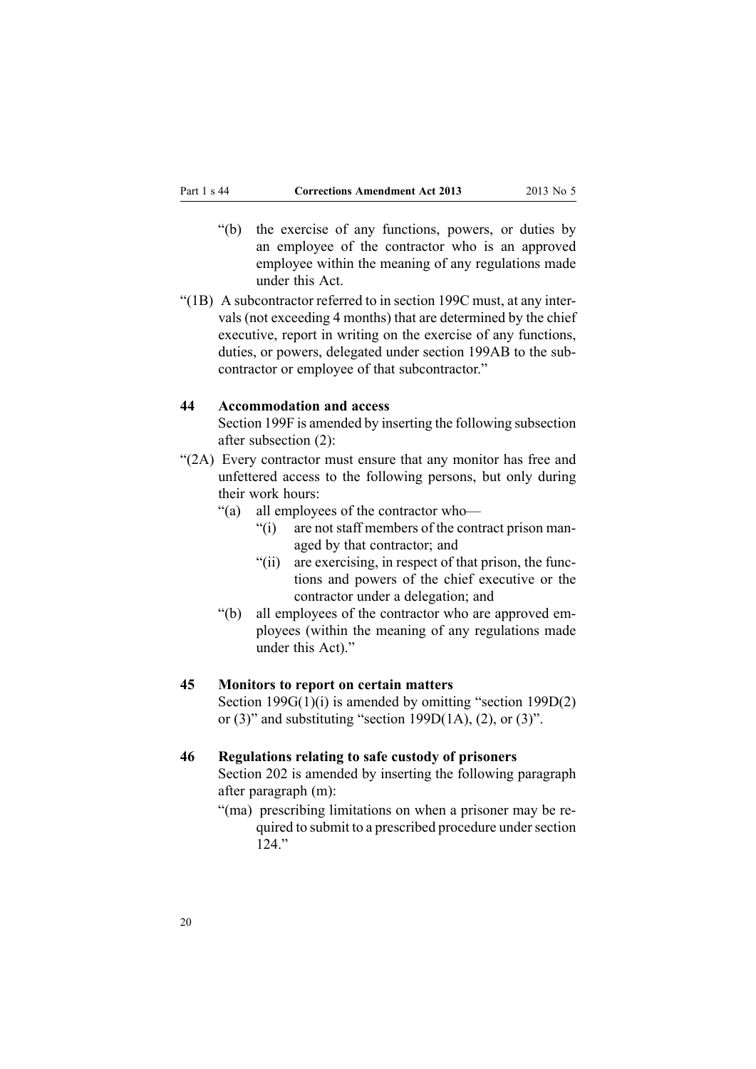"(b) the exercise of any functions, powers, or duties by an employee of the contractor who is an approved employee within the meaning of any regulations made under this Act.

"(1B) A subcontractor referred to in section 199C must, at any intervals (not exceeding 4 months) that are determined by the chief executive, report in writing on the exercise of any functions, duties, or powers, delegated under section 199AB to the subcontractor or employee of that subcontractor."

### 44 Accommodation and access

Section 199F is amended by inserting the following subsection after subsection (2):

"(2A) Every contractor must ensure that any monitor has free and unfettered access to the following persons, but only during their work hours:

- "(a) all employees of the contractor who—
  - "(i) are not staff members of the contract prison managed by that contractor; and
  - "(ii) are exercising, in respect of that prison, the functions and powers of the chief executive or the contractor under a delegation; and
- "(b) all employees of the contractor who are approved employees (within the meaning of any regulations made under this Act)."

### 45 Monitors to report on certain matters

Section 199G(1)(i) is amended by omitting "section 199D(2) or (3)" and substituting "section 199D(1A), (2), or (3)".

### 46 Regulations relating to safe custody of prisoners

Section 202 is amended by inserting the following paragraph after paragraph (m):

"(ma) prescribing limitations on when a prisoner may be required to submit to a prescribed procedure under section 124."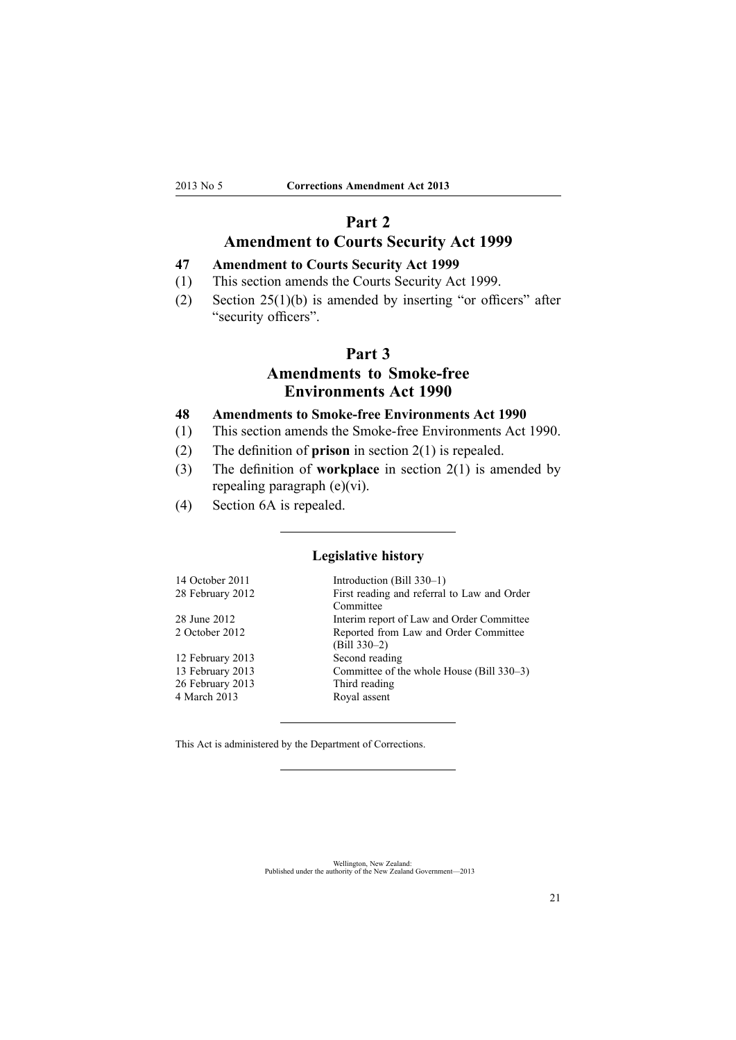# Part 2
# Amendment to Courts Security Act 1999

### 47 Amendment to Courts Security Act 1999

(1) This section amends the Courts Security Act 1999.

(2) Section 25(1)(b) is amended by inserting "or officers" after "security officers".

# Part 3
# Amendments to Smoke-free Environments Act 1990

### 48 Amendments to Smoke-free Environments Act 1990

(1) This section amends the Smoke-free Environments Act 1990.

(2) The definition of **prison** in section 2(1) is repealed.

(3) The definition of **workplace** in section 2(1) is amended by repealing paragraph (e)(vi).

(4) Section 6A is repealed.

---

## Legislative history

| | |
|---|---|
| 14 October 2011 | Introduction (Bill 330–1) |
| 28 February 2012 | First reading and referral to Law and Order Committee |
| 28 June 2012 | Interim report of Law and Order Committee |
| 2 October 2012 | Reported from Law and Order Committee (Bill 330–2) |
| 12 February 2013 | Second reading |
| 13 February 2013 | Committee of the whole House (Bill 330–3) |
| 26 February 2013 | Third reading |
| 4 March 2013 | Royal assent |

---

This Act is administered by the Department of Corrections.

---

Wellington, New Zealand:
Published under the authority of the New Zealand Government—2013